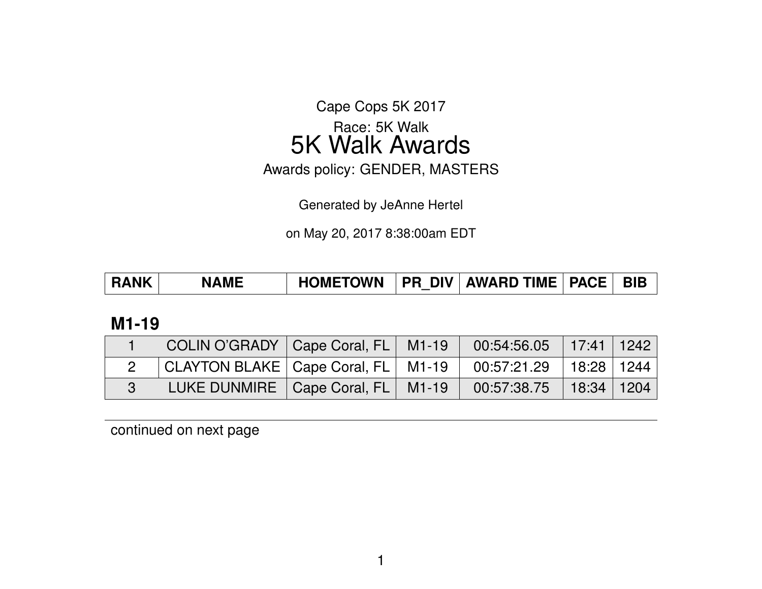Cape Cops 5K 2017

Race: 5K Walk

# 5K Walk Awards

Awards policy: GENDER, MASTERS

Generated by JeAnne Hertel

on May 20, 2017 8:38:00am EDT

## M1-19

| RANK | NAME | HOMETOWN | PR_DIV | AWARD TIME | PACE | BIB |
|---|---|---|---|---|---|---|
| 1 | COLIN O'GRADY | Cape Coral, FL | M1-19 | 00:54:56.05 | 17:41 | 1242 |
| 2 | CLAYTON BLAKE | Cape Coral, FL | M1-19 | 00:57:21.29 | 18:28 | 1244 |
| 3 | LUKE DUNMIRE | Cape Coral, FL | M1-19 | 00:57:38.75 | 18:34 | 1204 |

continued on next page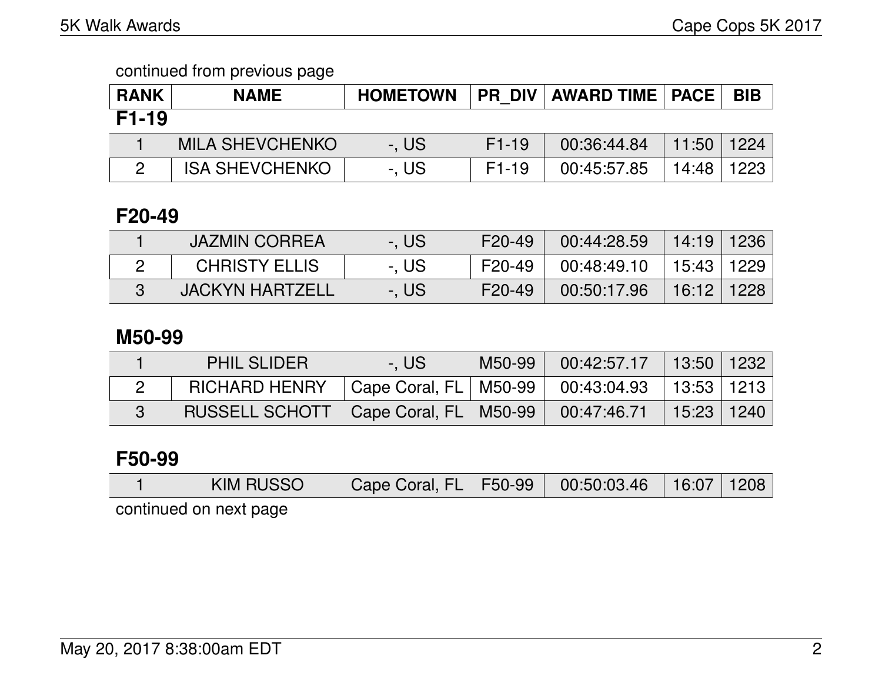continued from previous page

| RANK | NAME | HOMETOWN | PR_DIV | AWARD TIME | PACE | BIB |
|---|---|---|---|---|---|---|

## F1-19

| RANK | NAME | HOMETOWN | PR_DIV | AWARD TIME | PACE | BIB |
|---|---|---|---|---|---|---|
| 1 | MILA SHEVCHENKO | -, US | F1-19 | 00:36:44.84 | 11:50 | 1224 |
| 2 | ISA SHEVCHENKO | -, US | F1-19 | 00:45:57.85 | 14:48 | 1223 |

## F20-49

| RANK | NAME | HOMETOWN | PR_DIV | AWARD TIME | PACE | BIB |
|---|---|---|---|---|---|---|
| 1 | JAZMIN CORREA | -, US | F20-49 | 00:44:28.59 | 14:19 | 1236 |
| 2 | CHRISTY ELLIS | -, US | F20-49 | 00:48:49.10 | 15:43 | 1229 |
| 3 | JACKYN HARTZELL | -, US | F20-49 | 00:50:17.96 | 16:12 | 1228 |

## M50-99

| RANK | NAME | HOMETOWN | PR_DIV | AWARD TIME | PACE | BIB |
|---|---|---|---|---|---|---|
| 1 | PHIL SLIDER | -, US | M50-99 | 00:42:57.17 | 13:50 | 1232 |
| 2 | RICHARD HENRY | Cape Coral, FL | M50-99 | 00:43:04.93 | 13:53 | 1213 |
| 3 | RUSSELL SCHOTT | Cape Coral, FL | M50-99 | 00:47:46.71 | 15:23 | 1240 |

## F50-99

| RANK | NAME | HOMETOWN | PR_DIV | AWARD TIME | PACE | BIB |
|---|---|---|---|---|---|---|
| 1 | KIM RUSSO | Cape Coral, FL | F50-99 | 00:50:03.46 | 16:07 | 1208 |

continued on next page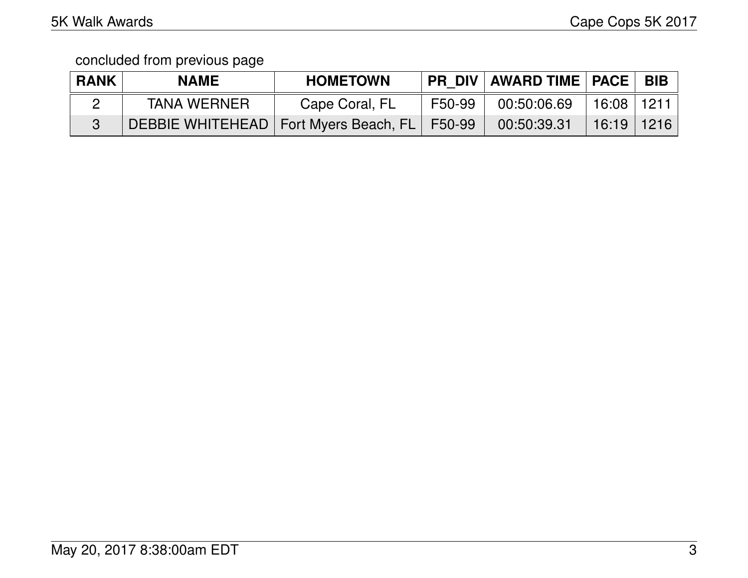concluded from previous page

| RANK | NAME | HOMETOWN | PR_DIV | AWARD TIME | PACE | BIB |
|---|---|---|---|---|---|---|
| 2 | TANA WERNER | Cape Coral, FL | F50-99 | 00:50:06.69 | 16:08 | 1211 |
| 3 | DEBBIE WHITEHEAD | Fort Myers Beach, FL | F50-99 | 00:50:39.31 | 16:19 | 1216 |